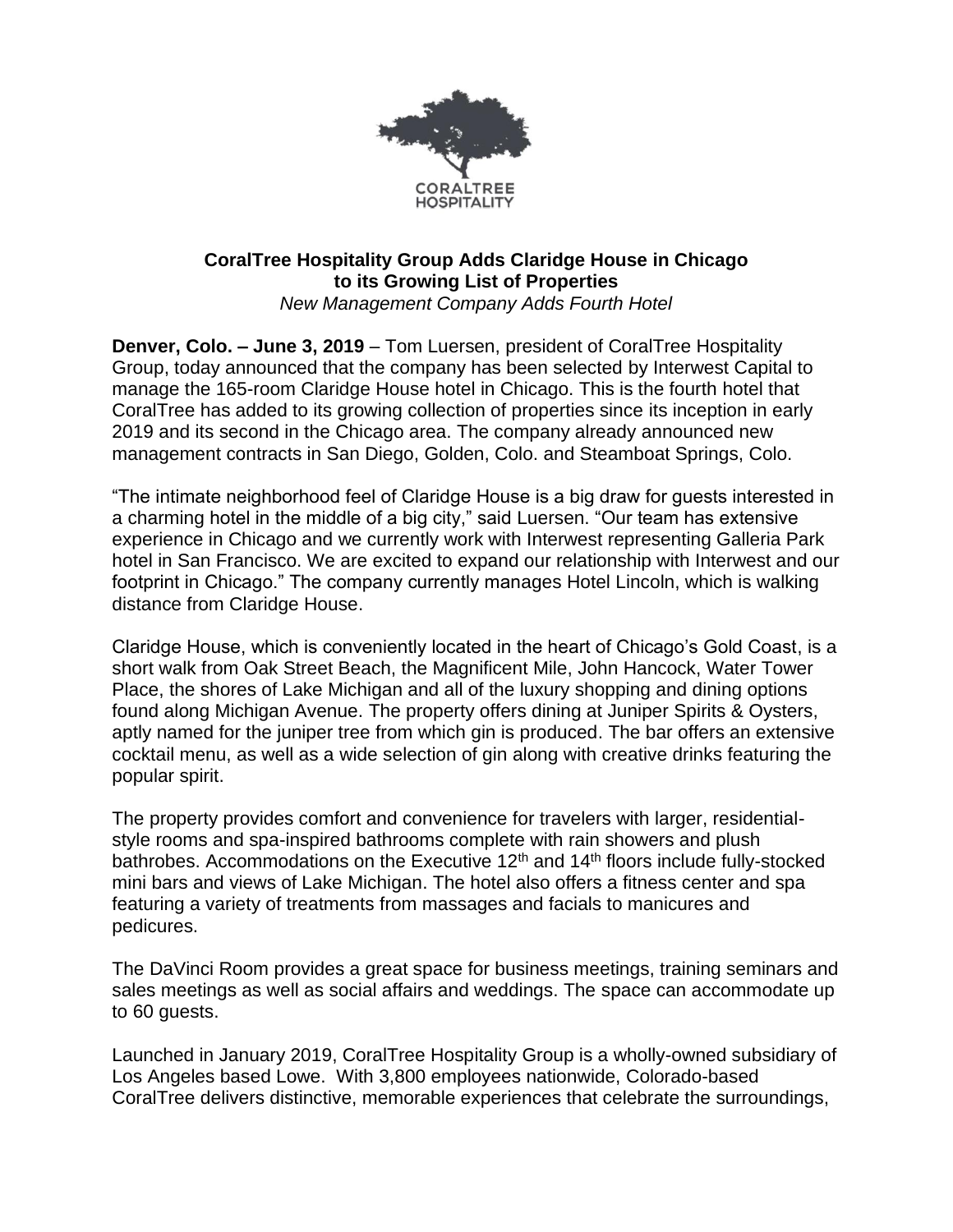CORALTREE HOSPITALITY

**CoralTree Hospitality Group Adds Claridge House in Chicago to its Growing List of Properties**

*New Management Company Adds Fourth Hotel*

**Denver, Colo. – June 3, 2019** – Tom Luersen, president of CoralTree Hospitality Group, today announced that the company has been selected by Interwest Capital to manage the 165-room Claridge House hotel in Chicago. This is the fourth hotel that CoralTree has added to its growing collection of properties since its inception in early 2019 and its second in the Chicago area. The company already announced new management contracts in San Diego, Golden, Colo. and Steamboat Springs, Colo.

"The intimate neighborhood feel of Claridge House is a big draw for guests interested in a charming hotel in the middle of a big city," said Luersen. "Our team has extensive experience in Chicago and we currently work with Interwest representing Galleria Park hotel in San Francisco. We are excited to expand our relationship with Interwest and our footprint in Chicago." The company currently manages Hotel Lincoln, which is walking distance from Claridge House.

Claridge House, which is conveniently located in the heart of Chicago's Gold Coast, is a short walk from Oak Street Beach, the Magnificent Mile, John Hancock, Water Tower Place, the shores of Lake Michigan and all of the luxury shopping and dining options found along Michigan Avenue. The property offers dining at Juniper Spirits & Oysters, aptly named for the juniper tree from which gin is produced. The bar offers an extensive cocktail menu, as well as a wide selection of gin along with creative drinks featuring the popular spirit.

The property provides comfort and convenience for travelers with larger, residential-style rooms and spa-inspired bathrooms complete with rain showers and plush bathrobes. Accommodations on the Executive 12th and 14th floors include fully-stocked mini bars and views of Lake Michigan. The hotel also offers a fitness center and spa featuring a variety of treatments from massages and facials to manicures and pedicures.

The DaVinci Room provides a great space for business meetings, training seminars and sales meetings as well as social affairs and weddings. The space can accommodate up to 60 guests.

Launched in January 2019, CoralTree Hospitality Group is a wholly-owned subsidiary of Los Angeles based Lowe. With 3,800 employees nationwide, Colorado-based CoralTree delivers distinctive, memorable experiences that celebrate the surroundings,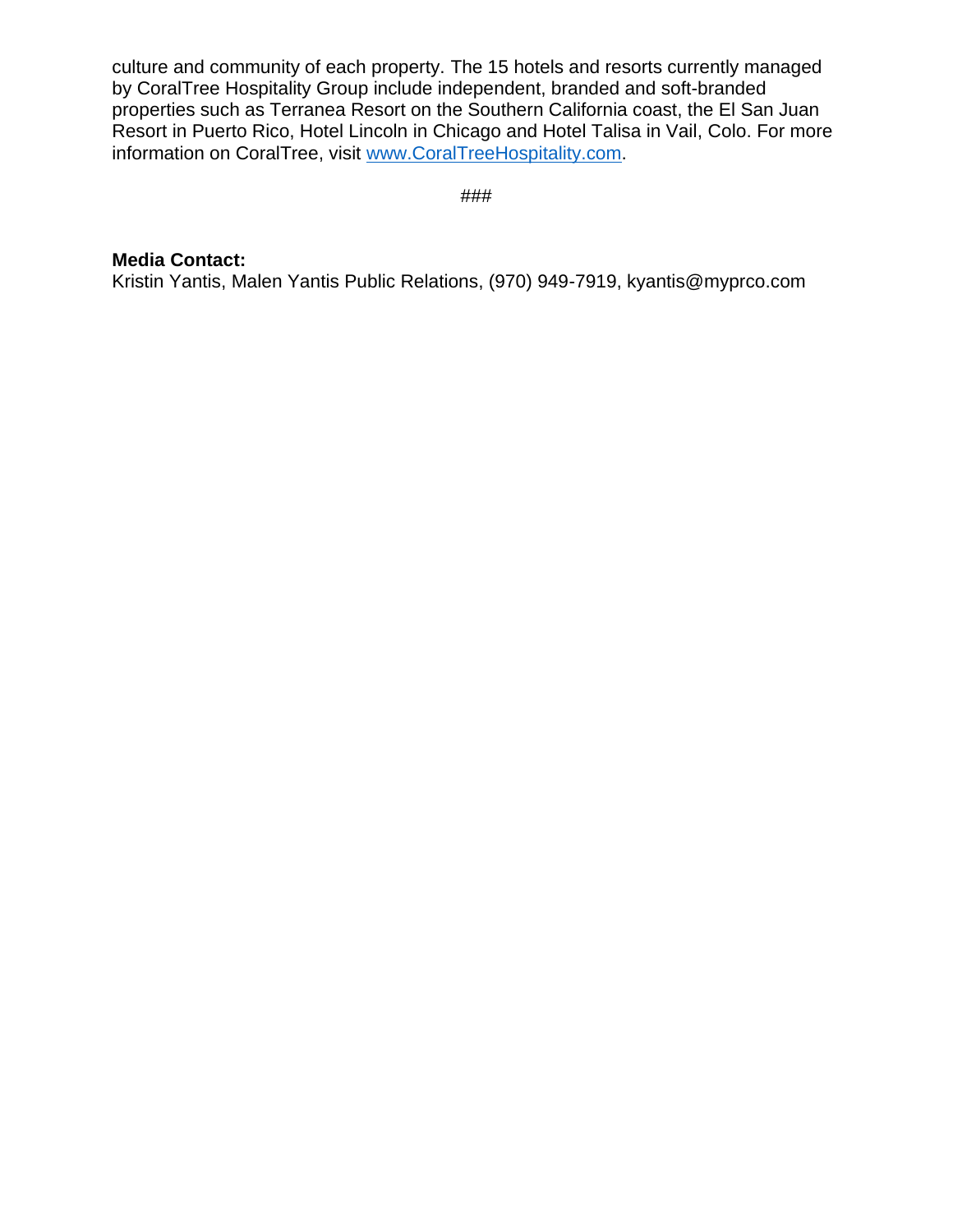culture and community of each property. The 15 hotels and resorts currently managed by CoralTree Hospitality Group include independent, branded and soft-branded properties such as Terranea Resort on the Southern California coast, the El San Juan Resort in Puerto Rico, Hotel Lincoln in Chicago and Hotel Talisa in Vail, Colo. For more information on CoralTree, visit [www.CoralTreeHospitality.com](http://www.CoralTreeHospitality.com).

###

**Media Contact:**
Kristin Yantis, Malen Yantis Public Relations, (970) 949-7919, kyantis@myprco.com